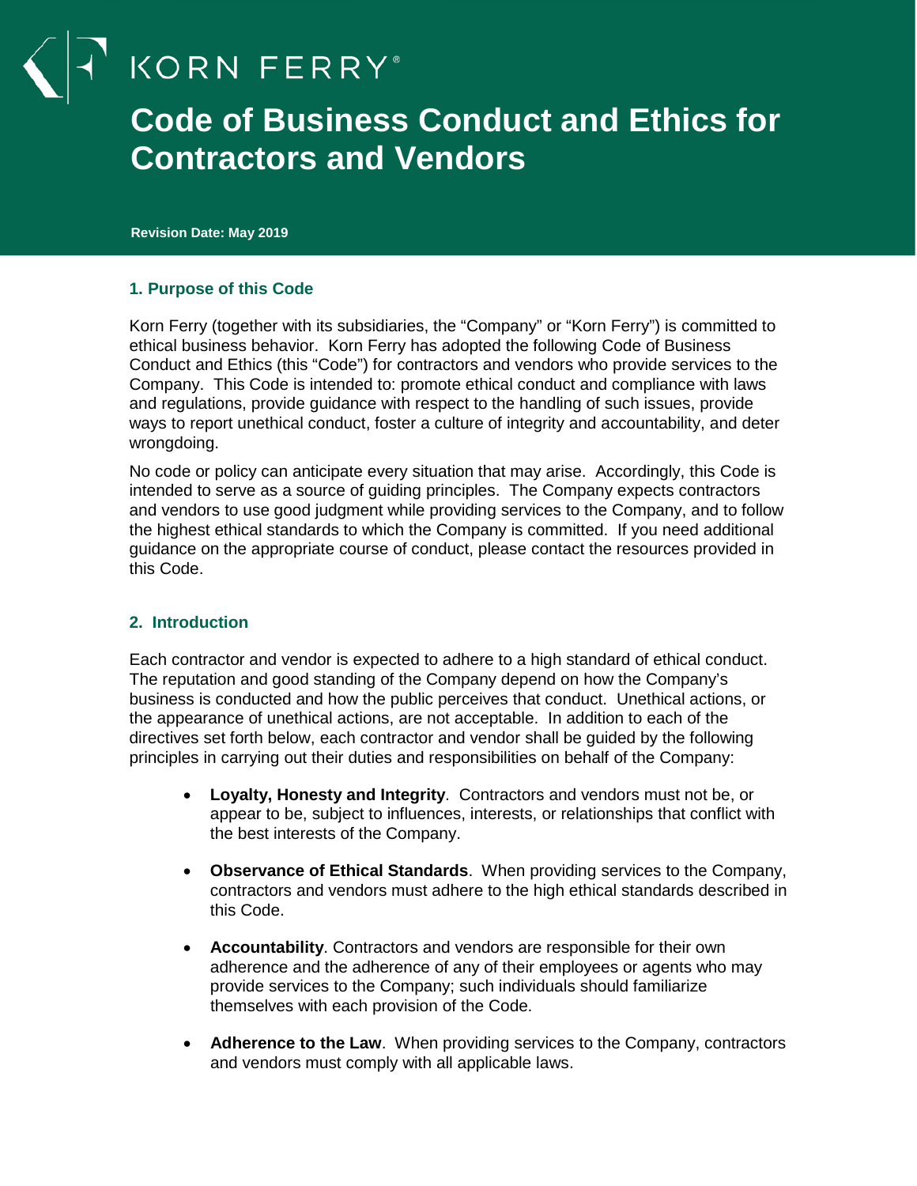KORN FERRY®

# Code of Business Conduct and Ethics for Contractors and Vendors

**Revision Date: May 2019**

## 1. Purpose of this Code

Korn Ferry (together with its subsidiaries, the "Company" or "Korn Ferry") is committed to ethical business behavior. Korn Ferry has adopted the following Code of Business Conduct and Ethics (this "Code") for contractors and vendors who provide services to the Company. This Code is intended to: promote ethical conduct and compliance with laws and regulations, provide guidance with respect to the handling of such issues, provide ways to report unethical conduct, foster a culture of integrity and accountability, and deter wrongdoing.

No code or policy can anticipate every situation that may arise. Accordingly, this Code is intended to serve as a source of guiding principles. The Company expects contractors and vendors to use good judgment while providing services to the Company, and to follow the highest ethical standards to which the Company is committed. If you need additional guidance on the appropriate course of conduct, please contact the resources provided in this Code.

## 2. Introduction

Each contractor and vendor is expected to adhere to a high standard of ethical conduct. The reputation and good standing of the Company depend on how the Company's business is conducted and how the public perceives that conduct. Unethical actions, or the appearance of unethical actions, are not acceptable. In addition to each of the directives set forth below, each contractor and vendor shall be guided by the following principles in carrying out their duties and responsibilities on behalf of the Company:

- **Loyalty, Honesty and Integrity**. Contractors and vendors must not be, or appear to be, subject to influences, interests, or relationships that conflict with the best interests of the Company.
- **Observance of Ethical Standards**. When providing services to the Company, contractors and vendors must adhere to the high ethical standards described in this Code.
- **Accountability**. Contractors and vendors are responsible for their own adherence and the adherence of any of their employees or agents who may provide services to the Company; such individuals should familiarize themselves with each provision of the Code.
- **Adherence to the Law**. When providing services to the Company, contractors and vendors must comply with all applicable laws.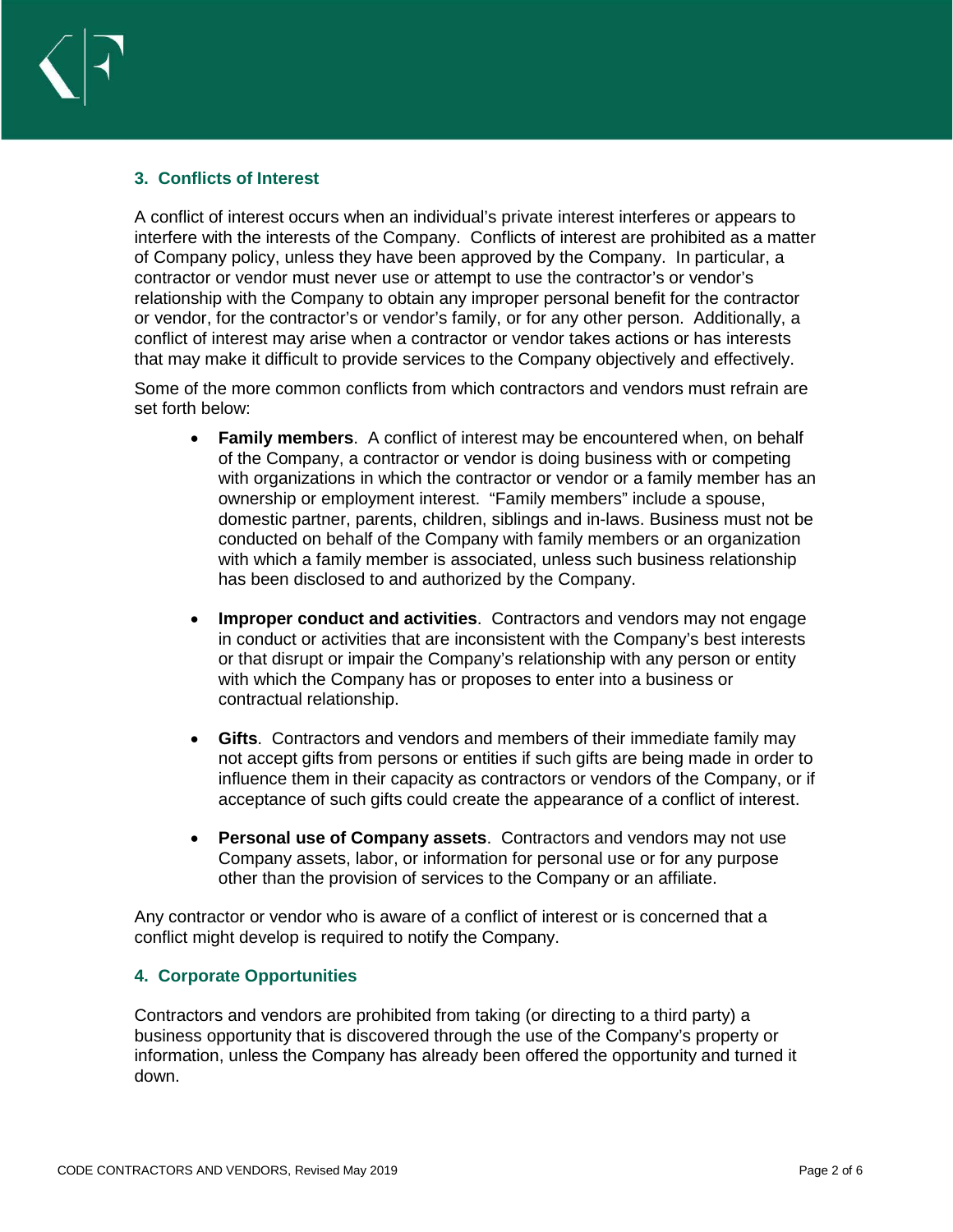## 3. Conflicts of Interest

A conflict of interest occurs when an individual's private interest interferes or appears to interfere with the interests of the Company. Conflicts of interest are prohibited as a matter of Company policy, unless they have been approved by the Company. In particular, a contractor or vendor must never use or attempt to use the contractor's or vendor's relationship with the Company to obtain any improper personal benefit for the contractor or vendor, for the contractor's or vendor's family, or for any other person. Additionally, a conflict of interest may arise when a contractor or vendor takes actions or has interests that may make it difficult to provide services to the Company objectively and effectively.

Some of the more common conflicts from which contractors and vendors must refrain are set forth below:

- **Family members**. A conflict of interest may be encountered when, on behalf of the Company, a contractor or vendor is doing business with or competing with organizations in which the contractor or vendor or a family member has an ownership or employment interest. "Family members" include a spouse, domestic partner, parents, children, siblings and in-laws. Business must not be conducted on behalf of the Company with family members or an organization with which a family member is associated, unless such business relationship has been disclosed to and authorized by the Company.

- **Improper conduct and activities**. Contractors and vendors may not engage in conduct or activities that are inconsistent with the Company's best interests or that disrupt or impair the Company's relationship with any person or entity with which the Company has or proposes to enter into a business or contractual relationship.

- **Gifts**. Contractors and vendors and members of their immediate family may not accept gifts from persons or entities if such gifts are being made in order to influence them in their capacity as contractors or vendors of the Company, or if acceptance of such gifts could create the appearance of a conflict of interest.

- **Personal use of Company assets**. Contractors and vendors may not use Company assets, labor, or information for personal use or for any purpose other than the provision of services to the Company or an affiliate.

Any contractor or vendor who is aware of a conflict of interest or is concerned that a conflict might develop is required to notify the Company.

## 4. Corporate Opportunities

Contractors and vendors are prohibited from taking (or directing to a third party) a business opportunity that is discovered through the use of the Company's property or information, unless the Company has already been offered the opportunity and turned it down.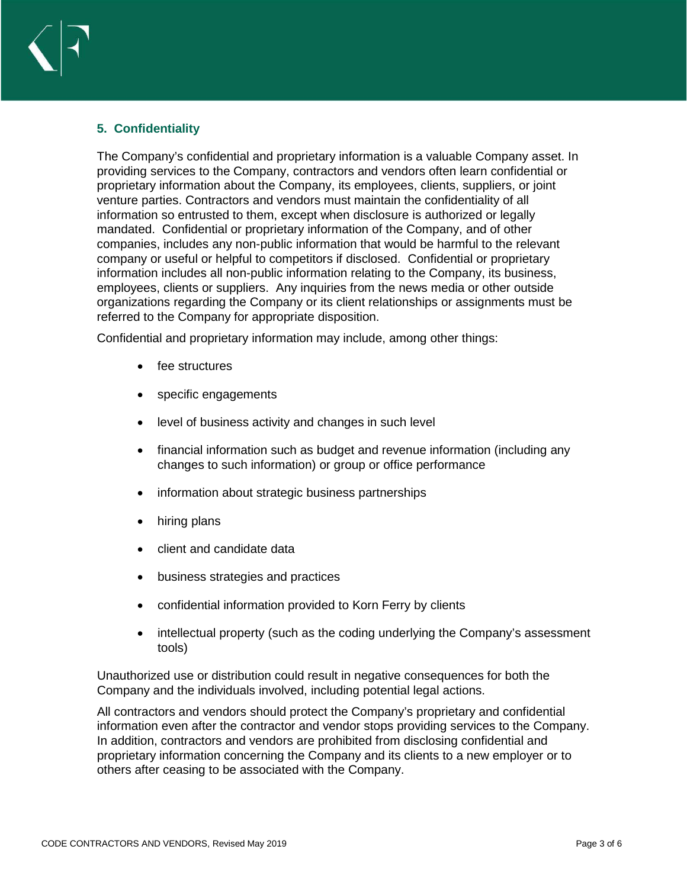## 5. Confidentiality

The Company's confidential and proprietary information is a valuable Company asset. In providing services to the Company, contractors and vendors often learn confidential or proprietary information about the Company, its employees, clients, suppliers, or joint venture parties. Contractors and vendors must maintain the confidentiality of all information so entrusted to them, except when disclosure is authorized or legally mandated. Confidential or proprietary information of the Company, and of other companies, includes any non-public information that would be harmful to the relevant company or useful or helpful to competitors if disclosed. Confidential or proprietary information includes all non-public information relating to the Company, its business, employees, clients or suppliers. Any inquiries from the news media or other outside organizations regarding the Company or its client relationships or assignments must be referred to the Company for appropriate disposition.

Confidential and proprietary information may include, among other things:

- fee structures
- specific engagements
- level of business activity and changes in such level
- financial information such as budget and revenue information (including any changes to such information) or group or office performance
- information about strategic business partnerships
- hiring plans
- client and candidate data
- business strategies and practices
- confidential information provided to Korn Ferry by clients
- intellectual property (such as the coding underlying the Company's assessment tools)

Unauthorized use or distribution could result in negative consequences for both the Company and the individuals involved, including potential legal actions.

All contractors and vendors should protect the Company's proprietary and confidential information even after the contractor and vendor stops providing services to the Company. In addition, contractors and vendors are prohibited from disclosing confidential and proprietary information concerning the Company and its clients to a new employer or to others after ceasing to be associated with the Company.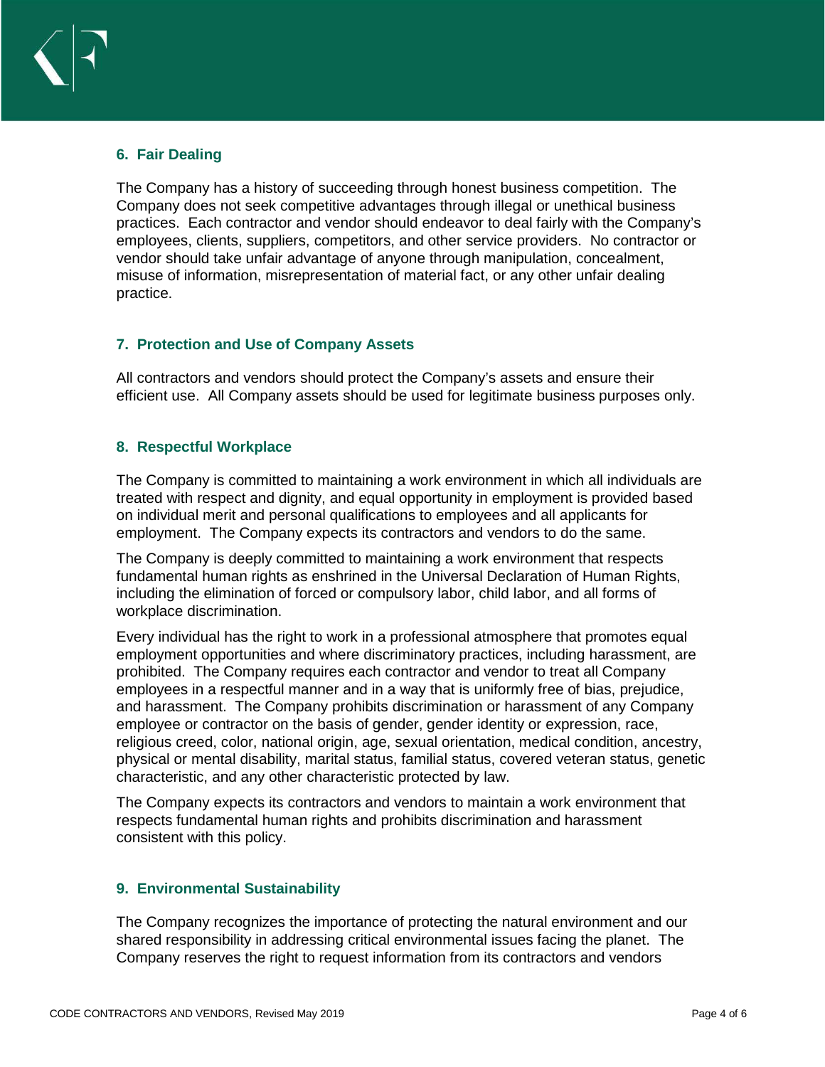## 6. Fair Dealing

The Company has a history of succeeding through honest business competition. The Company does not seek competitive advantages through illegal or unethical business practices. Each contractor and vendor should endeavor to deal fairly with the Company's employees, clients, suppliers, competitors, and other service providers. No contractor or vendor should take unfair advantage of anyone through manipulation, concealment, misuse of information, misrepresentation of material fact, or any other unfair dealing practice.

## 7. Protection and Use of Company Assets

All contractors and vendors should protect the Company's assets and ensure their efficient use. All Company assets should be used for legitimate business purposes only.

## 8. Respectful Workplace

The Company is committed to maintaining a work environment in which all individuals are treated with respect and dignity, and equal opportunity in employment is provided based on individual merit and personal qualifications to employees and all applicants for employment. The Company expects its contractors and vendors to do the same.

The Company is deeply committed to maintaining a work environment that respects fundamental human rights as enshrined in the Universal Declaration of Human Rights, including the elimination of forced or compulsory labor, child labor, and all forms of workplace discrimination.

Every individual has the right to work in a professional atmosphere that promotes equal employment opportunities and where discriminatory practices, including harassment, are prohibited. The Company requires each contractor and vendor to treat all Company employees in a respectful manner and in a way that is uniformly free of bias, prejudice, and harassment. The Company prohibits discrimination or harassment of any Company employee or contractor on the basis of gender, gender identity or expression, race, religious creed, color, national origin, age, sexual orientation, medical condition, ancestry, physical or mental disability, marital status, familial status, covered veteran status, genetic characteristic, and any other characteristic protected by law.

The Company expects its contractors and vendors to maintain a work environment that respects fundamental human rights and prohibits discrimination and harassment consistent with this policy.

## 9. Environmental Sustainability

The Company recognizes the importance of protecting the natural environment and our shared responsibility in addressing critical environmental issues facing the planet. The Company reserves the right to request information from its contractors and vendors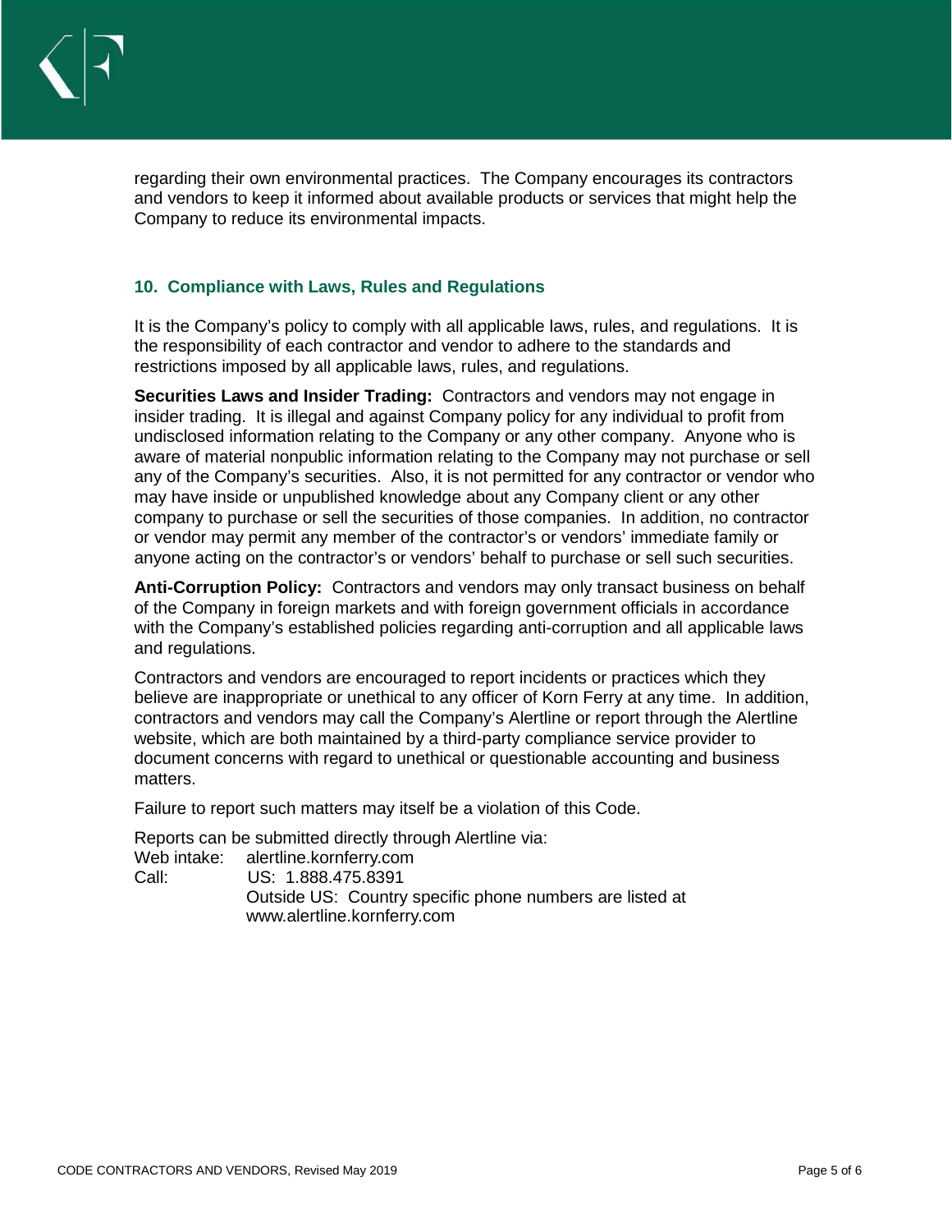regarding their own environmental practices. The Company encourages its contractors and vendors to keep it informed about available products or services that might help the Company to reduce its environmental impacts.

## 10. Compliance with Laws, Rules and Regulations

It is the Company's policy to comply with all applicable laws, rules, and regulations. It is the responsibility of each contractor and vendor to adhere to the standards and restrictions imposed by all applicable laws, rules, and regulations.

**Securities Laws and Insider Trading:** Contractors and vendors may not engage in insider trading. It is illegal and against Company policy for any individual to profit from undisclosed information relating to the Company or any other company. Anyone who is aware of material nonpublic information relating to the Company may not purchase or sell any of the Company's securities. Also, it is not permitted for any contractor or vendor who may have inside or unpublished knowledge about any Company client or any other company to purchase or sell the securities of those companies. In addition, no contractor or vendor may permit any member of the contractor's or vendors' immediate family or anyone acting on the contractor's or vendors' behalf to purchase or sell such securities.

**Anti-Corruption Policy:** Contractors and vendors may only transact business on behalf of the Company in foreign markets and with foreign government officials in accordance with the Company's established policies regarding anti-corruption and all applicable laws and regulations.

Contractors and vendors are encouraged to report incidents or practices which they believe are inappropriate or unethical to any officer of Korn Ferry at any time. In addition, contractors and vendors may call the Company's Alertline or report through the Alertline website, which are both maintained by a third-party compliance service provider to document concerns with regard to unethical or questionable accounting and business matters.

Failure to report such matters may itself be a violation of this Code.

Reports can be submitted directly through Alertline via:
Web intake: alertline.kornferry.com
Call: US: 1.888.475.8391
Outside US: Country specific phone numbers are listed at www.alertline.kornferry.com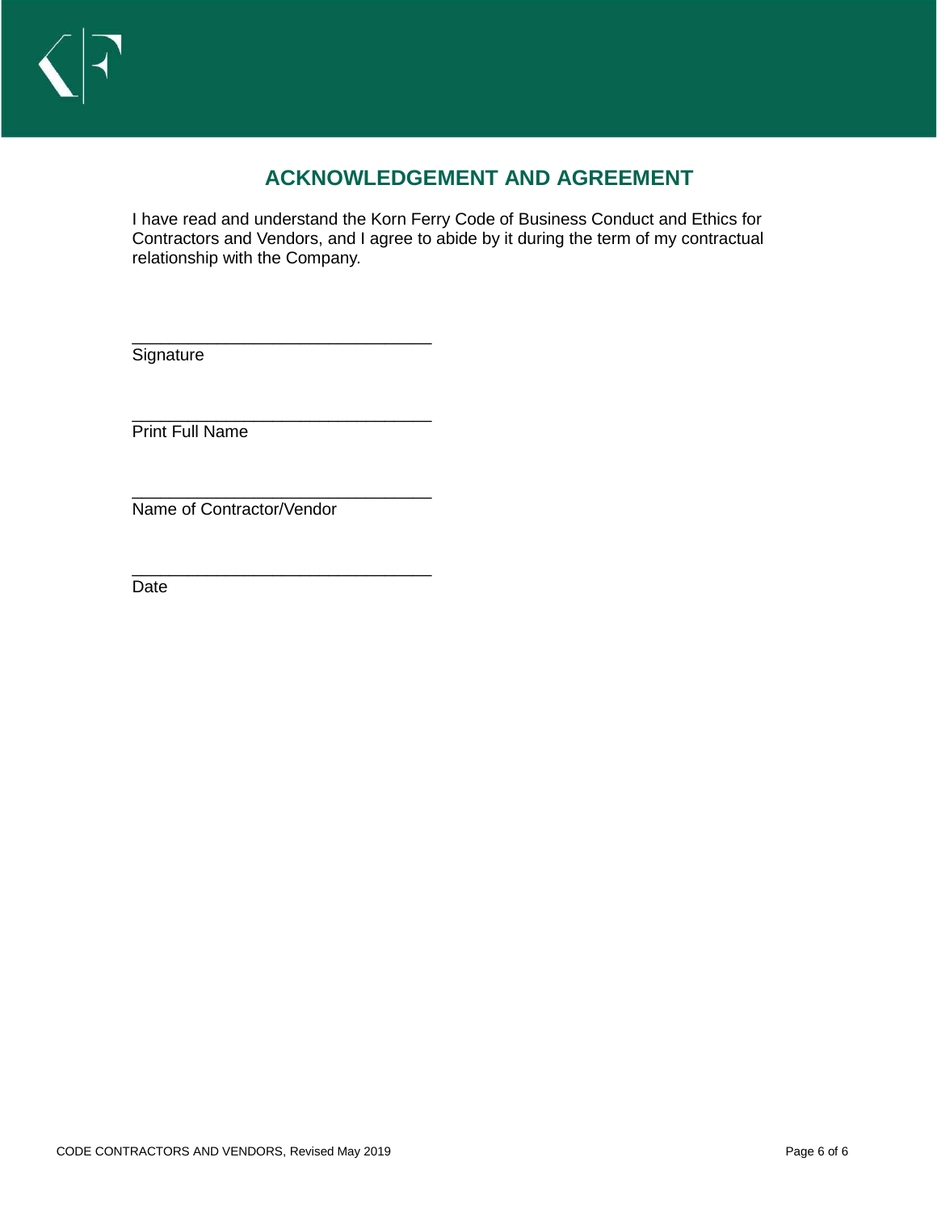## ACKNOWLEDGEMENT AND AGREEMENT

I have read and understand the Korn Ferry Code of Business Conduct and Ethics for Contractors and Vendors, and I agree to abide by it during the term of my contractual relationship with the Company.

________________________________
Signature

________________________________
Print Full Name

________________________________
Name of Contractor/Vendor

________________________________
Date